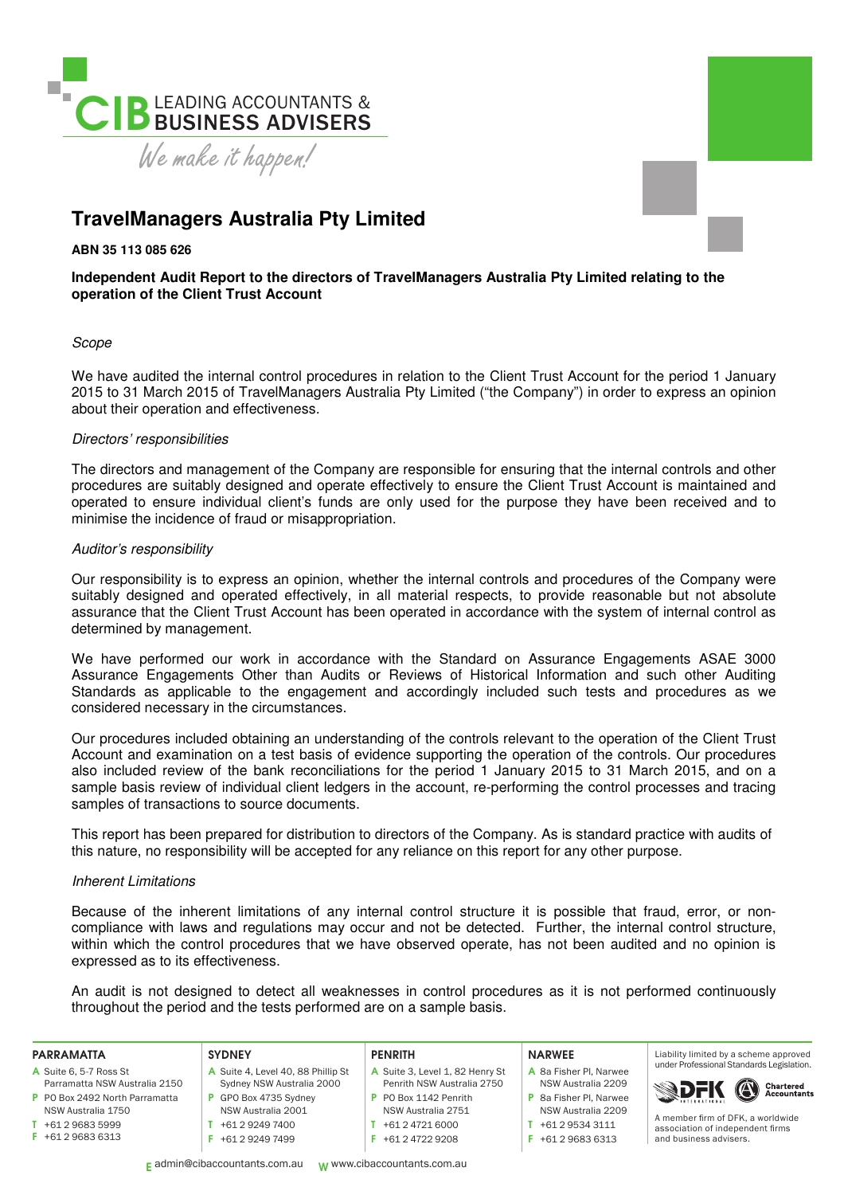# TravelManagers Australia Pty Limited

**ABN 35 113 085 626**

**Independent Audit Report to the directors of TravelManagers Australia Pty Limited relating to the operation of the Client Trust Account**

*Scope*

We have audited the internal control procedures in relation to the Client Trust Account for the period 1 January 2015 to 31 March 2015 of TravelManagers Australia Pty Limited ("the Company") in order to express an opinion about their operation and effectiveness.

*Directors' responsibilities*

The directors and management of the Company are responsible for ensuring that the internal controls and other procedures are suitably designed and operate effectively to ensure the Client Trust Account is maintained and operated to ensure individual client's funds are only used for the purpose they have been received and to minimise the incidence of fraud or misappropriation.

*Auditor's responsibility*

Our responsibility is to express an opinion, whether the internal controls and procedures of the Company were suitably designed and operated effectively, in all material respects, to provide reasonable but not absolute assurance that the Client Trust Account has been operated in accordance with the system of internal control as determined by management.

We have performed our work in accordance with the Standard on Assurance Engagements ASAE 3000 Assurance Engagements Other than Audits or Reviews of Historical Information and such other Auditing Standards as applicable to the engagement and accordingly included such tests and procedures as we considered necessary in the circumstances.

Our procedures included obtaining an understanding of the controls relevant to the operation of the Client Trust Account and examination on a test basis of evidence supporting the operation of the controls. Our procedures also included review of the bank reconciliations for the period 1 January 2015 to 31 March 2015, and on a sample basis review of individual client ledgers in the account, re-performing the control processes and tracing samples of transactions to source documents.

This report has been prepared for distribution to directors of the Company. As is standard practice with audits of this nature, no responsibility will be accepted for any reliance on this report for any other purpose.

*Inherent Limitations*

Because of the inherent limitations of any internal control structure it is possible that fraud, error, or non-compliance with laws and regulations may occur and not be detected. Further, the internal control structure, within which the control procedures that we have observed operate, has not been audited and no opinion is expressed as to its effectiveness.

An audit is not designed to detect all weaknesses in control procedures as it is not performed continuously throughout the period and the tests performed are on a sample basis.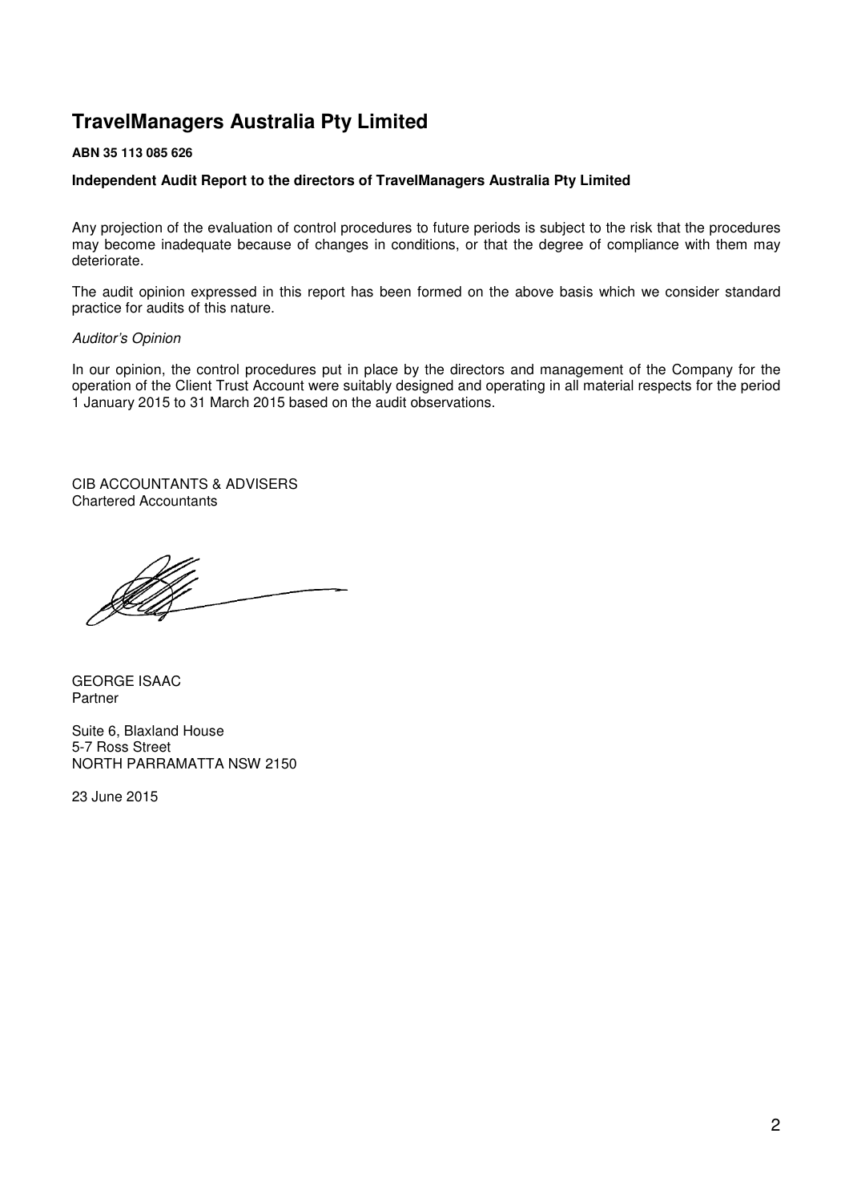# TravelManagers Australia Pty Limited

**ABN 35 113 085 626**

**Independent Audit Report to the directors of TravelManagers Australia Pty Limited**

Any projection of the evaluation of control procedures to future periods is subject to the risk that the procedures may become inadequate because of changes in conditions, or that the degree of compliance with them may deteriorate.

The audit opinion expressed in this report has been formed on the above basis which we consider standard practice for audits of this nature.

*Auditor's Opinion*

In our opinion, the control procedures put in place by the directors and management of the Company for the operation of the Client Trust Account were suitably designed and operating in all material respects for the period 1 January 2015 to 31 March 2015 based on the audit observations.

CIB ACCOUNTANTS & ADVISERS
Chartered Accountants

GEORGE ISAAC
Partner

Suite 6, Blaxland House
5-7 Ross Street
NORTH PARRAMATTA NSW 2150

23 June 2015